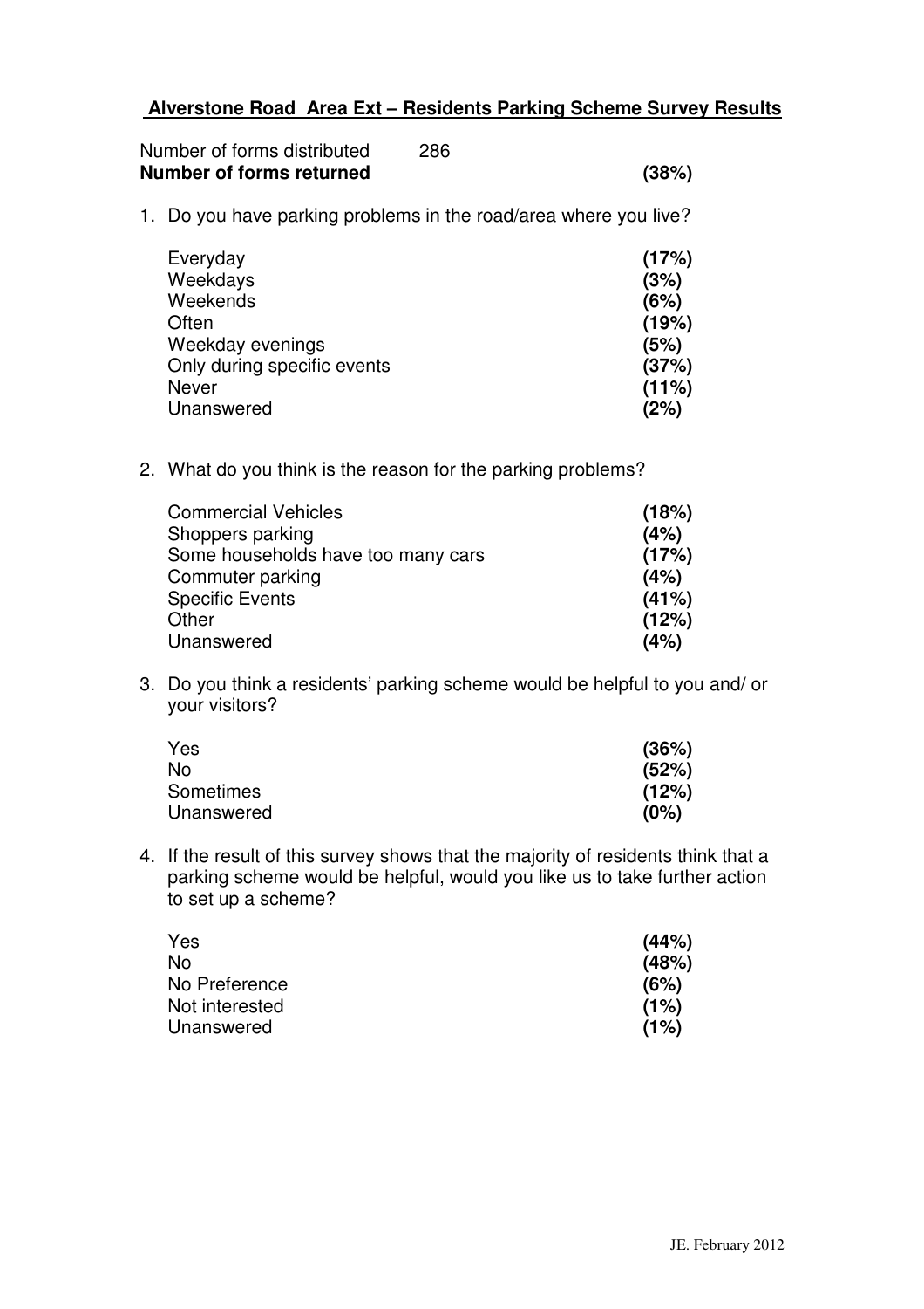## Alverstone Road Area Ext – Residents Parking Scheme Survey Results

| | | |
|---|---|---|
| Number of forms distributed | 286 | |
| **Number of forms returned** | | **(38%)** |

1. Do you have parking problems in the road/area where you live?

| | |
|---|---|
| Everyday | **(17%)** |
| Weekdays | **(3%)** |
| Weekends | **(6%)** |
| Often | **(19%)** |
| Weekday evenings | **(5%)** |
| Only during specific events | **(37%)** |
| Never | **(11%)** |
| Unanswered | **(2%)** |

2. What do you think is the reason for the parking problems?

| | |
|---|---|
| Commercial Vehicles | **(18%)** |
| Shoppers parking | **(4%)** |
| Some households have too many cars | **(17%)** |
| Commuter parking | **(4%)** |
| Specific Events | **(41%)** |
| Other | **(12%)** |
| Unanswered | **(4%)** |

3. Do you think a residents' parking scheme would be helpful to you and/ or your visitors?

| | |
|---|---|
| Yes | **(36%)** |
| No | **(52%)** |
| Sometimes | **(12%)** |
| Unanswered | **(0%)** |

4. If the result of this survey shows that the majority of residents think that a parking scheme would be helpful, would you like us to take further action to set up a scheme?

| | |
|---|---|
| Yes | **(44%)** |
| No | **(48%)** |
| No Preference | **(6%)** |
| Not interested | **(1%)** |
| Unanswered | **(1%)** |

JE. February 2012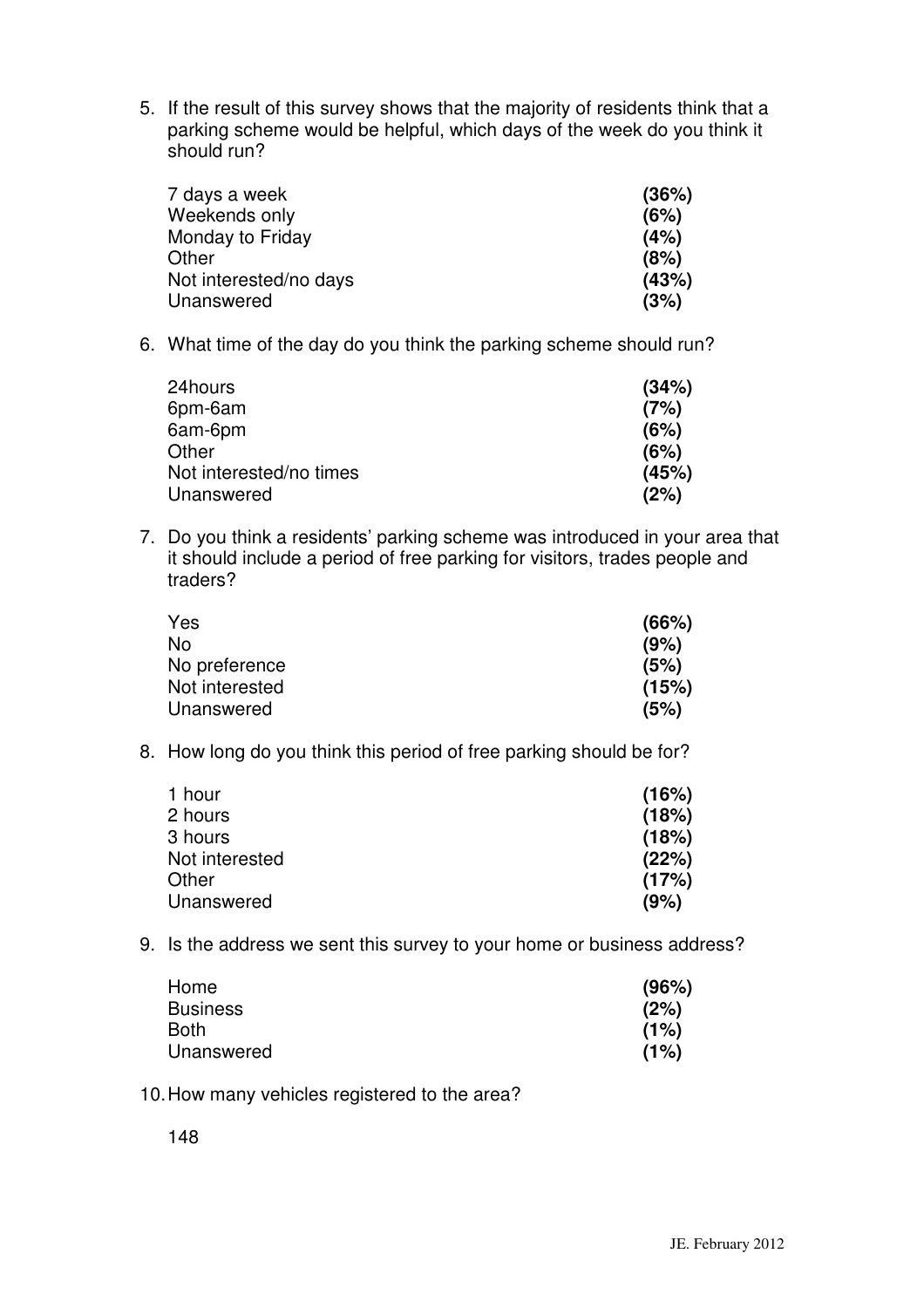5. If the result of this survey shows that the majority of residents think that a parking scheme would be helpful, which days of the week do you think it should run?

| | |
|---|---|
| 7 days a week | **(36%)** |
| Weekends only | **(6%)** |
| Monday to Friday | **(4%)** |
| Other | **(8%)** |
| Not interested/no days | **(43%)** |
| Unanswered | **(3%)** |

6. What time of the day do you think the parking scheme should run?

| | |
|---|---|
| 24hours | **(34%)** |
| 6pm-6am | **(7%)** |
| 6am-6pm | **(6%)** |
| Other | **(6%)** |
| Not interested/no times | **(45%)** |
| Unanswered | **(2%)** |

7. Do you think a residents' parking scheme was introduced in your area that it should include a period of free parking for visitors, trades people and traders?

| | |
|---|---|
| Yes | **(66%)** |
| No | **(9%)** |
| No preference | **(5%)** |
| Not interested | **(15%)** |
| Unanswered | **(5%)** |

8. How long do you think this period of free parking should be for?

| | |
|---|---|
| 1 hour | **(16%)** |
| 2 hours | **(18%)** |
| 3 hours | **(18%)** |
| Not interested | **(22%)** |
| Other | **(17%)** |
| Unanswered | **(9%)** |

9. Is the address we sent this survey to your home or business address?

| | |
|---|---|
| Home | **(96%)** |
| Business | **(2%)** |
| Both | **(1%)** |
| Unanswered | **(1%)** |

10. How many vehicles registered to the area?

    148

JE. February 2012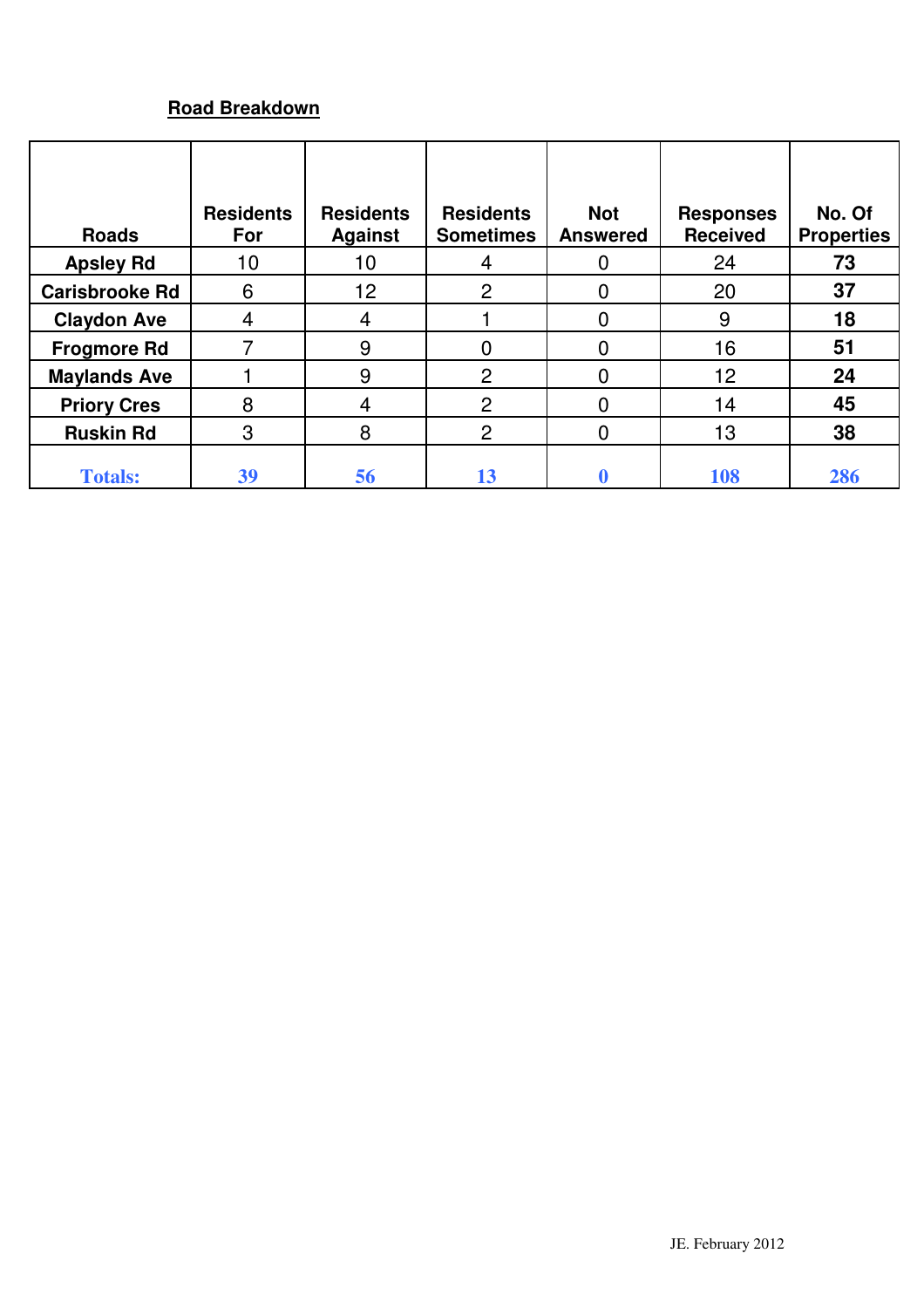## Road Breakdown

| Roads | Residents For | Residents Against | Residents Sometimes | Not Answered | Responses Received | No. Of Properties |
|---|---|---|---|---|---|---|
| **Apsley Rd** | 10 | 10 | 4 | 0 | 24 | **73** |
| **Carisbrooke Rd** | 6 | 12 | 2 | 0 | 20 | **37** |
| **Claydon Ave** | 4 | 4 | 1 | 0 | 9 | **18** |
| **Frogmore Rd** | 7 | 9 | 0 | 0 | 16 | **51** |
| **Maylands Ave** | 1 | 9 | 2 | 0 | 12 | **24** |
| **Priory Cres** | 8 | 4 | 2 | 0 | 14 | **45** |
| **Ruskin Rd** | 3 | 8 | 2 | 0 | 13 | **38** |
| **Totals:** | **39** | **56** | **13** | **0** | **108** | **286** |

JE. February 2012